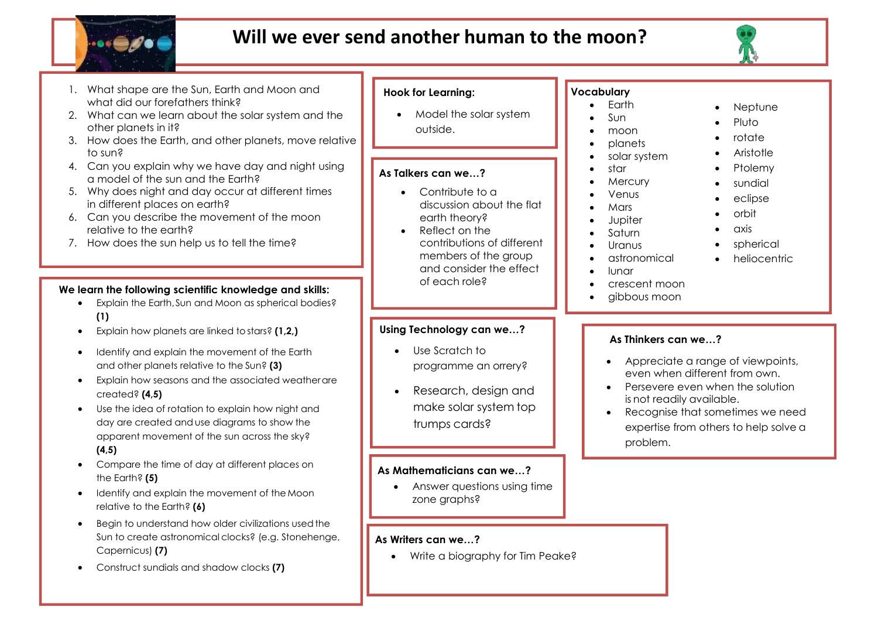# Will we ever send another human to the moon?

1. What shape are the Sun, Earth and Moon and what did our forefathers think?
2. What can we learn about the solar system and the other planets in it?
3. How does the Earth, and other planets, move relative to sun?
4. Can you explain why we have day and night using a model of the sun and the Earth?
5. Why does night and day occur at different times in different places on earth?
6. Can you describe the movement of the moon relative to the earth?
7. How does the sun help us to tell the time?

**We learn the following scientific knowledge and skills:**

- Explain the Earth, Sun and Moon as spherical bodies? **(1)**
- Explain how planets are linked to stars? **(1,2,)**
- Identify and explain the movement of the Earth and other planets relative to the Sun? **(3)**
- Explain how seasons and the associated weather are created? **(4,5)**
- Use the idea of rotation to explain how night and day are created and use diagrams to show the apparent movement of the sun across the sky? **(4,5)**
- Compare the time of day at different places on the Earth? **(5)**
- Identify and explain the movement of the Moon relative to the Earth? **(6)**
- Begin to understand how older civilizations used the Sun to create astronomical clocks? (e.g. Stonehenge, Capercicus) **(7)**
- Construct sundials and shadow clocks **(7)**

**Hook for Learning:**

- Model the solar system outside.

**As Talkers can we…?**

- Contribute to a discussion about the flat earth theory?
- Reflect on the contributions of different members of the group and consider the effect of each role?

**Using Technology can we…?**

- Use Scratch to programme an orrery?
- Research, design and make solar system top trumps cards?

**As Mathematicians can we…?**

- Answer questions using time zone graphs?

**As Writers can we…?**

- Write a biography for Tim Peake?

**Vocabulary**

- Earth
- Sun
- moon
- planets
- solar system
- star
- Mercury
- Venus
- Mars
- Jupiter
- Saturn
- Uranus
- astronomical
- lunar
- crescent moon
- gibbous moon
- Neptune
- Pluto
- rotate
- Aristotle
- Ptolemy
- sundial
- eclipse
- orbit
- axis
- spherical
- heliocentric

**As Thinkers can we…?**

- Appreciate a range of viewpoints, even when different from own.
- Persevere even when the solution is not readily available.
- Recognise that sometimes we need expertise from others to help solve a problem.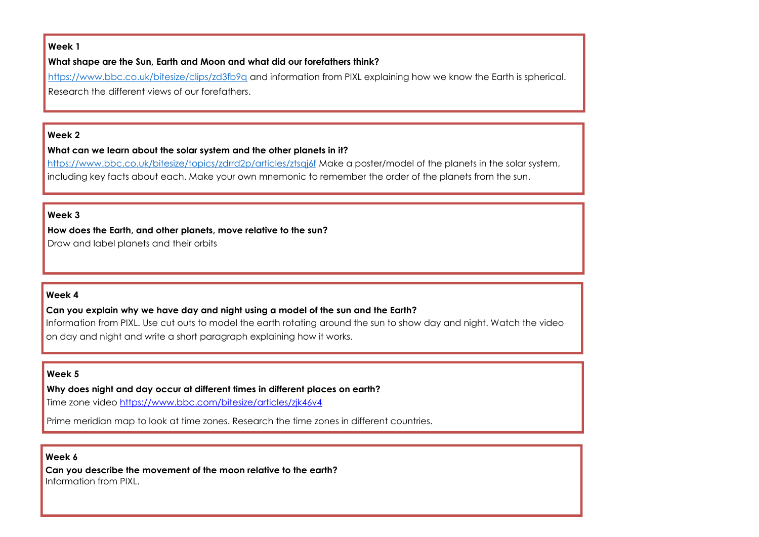**Week 1**

**What shape are the Sun, Earth and Moon and what did our forefathers think?**

[https://www.bbc.co.uk/bitesize/clips/zd3fb9q](https://www.bbc.co.uk/bitesize/clips/zd3fb9q) and information from PIXL explaining how we know the Earth is spherical. Research the different views of our forefathers.

**Week 2**

**What can we learn about the solar system and the other planets in it?**

[https://www.bbc.co.uk/bitesize/topics/zdrrd2p/articles/ztsqj6f](https://www.bbc.co.uk/bitesize/topics/zdrrd2p/articles/ztsqj6f) Make a poster/model of the planets in the solar system, including key facts about each. Make your own mnemonic to remember the order of the planets from the sun.

**Week 3**

**How does the Earth, and other planets, move relative to the sun?**

Draw and label planets and their orbits

**Week 4**

**Can you explain why we have day and night using a model of the sun and the Earth?**

Information from PIXL. Use cut outs to model the earth rotating around the sun to show day and night. Watch the video on day and night and write a short paragraph explaining how it works.

**Week 5**

**Why does night and day occur at different times in different places on earth?**

Time zone video [https://www.bbc.com/bitesize/articles/zjk46v4](https://www.bbc.com/bitesize/articles/zjk46v4)

Prime meridian map to look at time zones. Research the time zones in different countries.

**Week 6**

**Can you describe the movement of the moon relative to the earth?**

Information from PIXL.